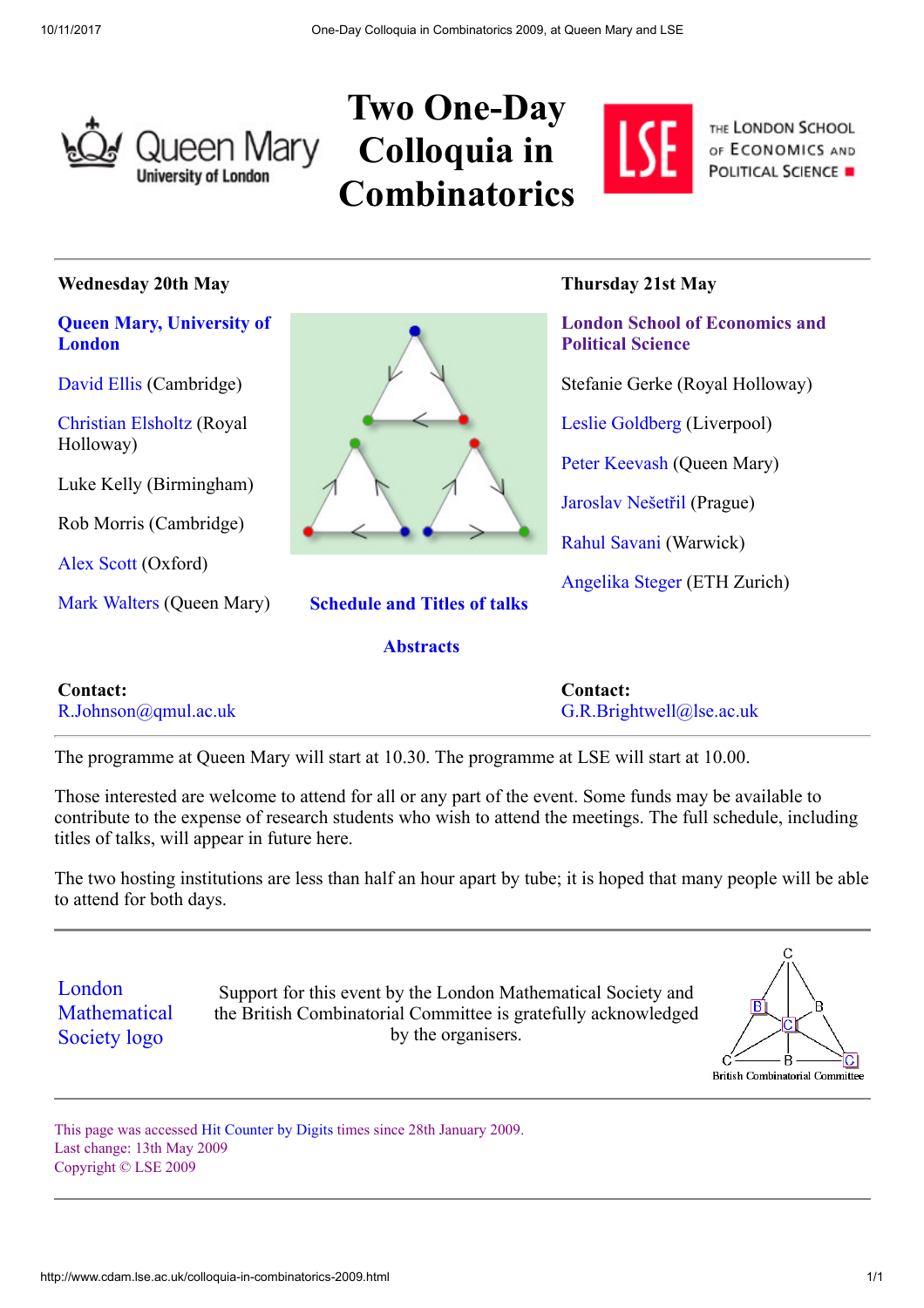Queen Mary University of London

# Two One-Day Colloquia in Combinatorics

THE LONDON SCHOOL OF ECONOMICS AND POLITICAL SCIENCE

---

### Wednesday 20th May

**Queen Mary, University of London**

David Ellis (Cambridge)

Christian Elsholtz (Royal Holloway)

Luke Kelly (Birmingham)

Rob Morris (Cambridge)

Alex Scott (Oxford)

Mark Walters (Queen Mary)

### Thursday 21st May

**London School of Economics and Political Science**

Stefanie Gerke (Royal Holloway)

Leslie Goldberg (Liverpool)

Peter Keevash (Queen Mary)

Jaroslav Nešetřil (Prague)

Rahul Savani (Warwick)

Angelika Steger (ETH Zurich)

**Schedule and Titles of talks**

**Abstracts**

**Contact:**
R.Johnson@qmul.ac.uk

**Contact:**
G.R.Brightwell@lse.ac.uk

---

The programme at Queen Mary will start at 10.30. The programme at LSE will start at 10.00.

Those interested are welcome to attend for all or any part of the event. Some funds may be available to contribute to the expense of research students who wish to attend the meetings. The full schedule, including titles of talks, will appear in future here.

The two hosting institutions are less than half an hour apart by tube; it is hoped that many people will be able to attend for both days.

---

London Mathematical Society logo

Support for this event by the London Mathematical Society and the British Combinatorial Committee is gratefully acknowledged by the organisers.

British Combinatorial Committee

---

This page was accessed Hit Counter by Digits times since 28th January 2009.
Last change: 13th May 2009
Copyright © LSE 2009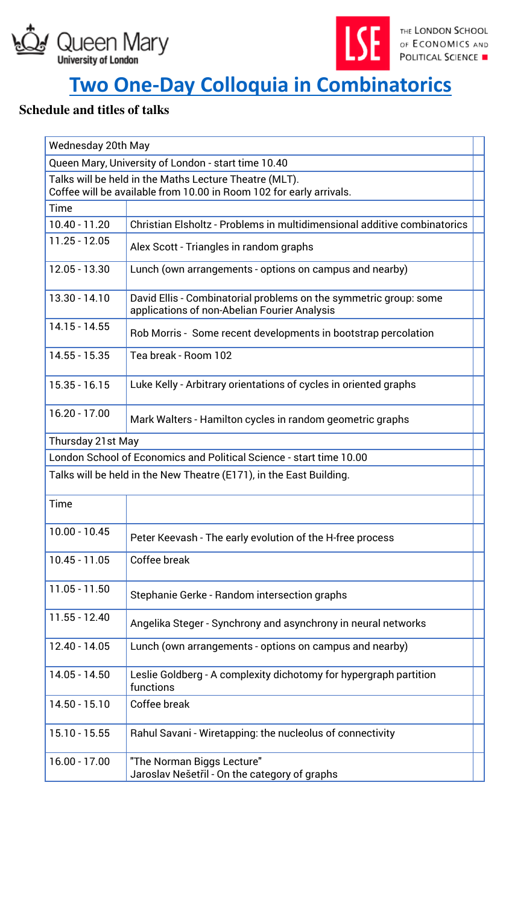# Two One-Day Colloquia in Combinatorics

## Schedule and titles of talks

| Wednesday 20th May | |
|---|---|
| Queen Mary, University of London - start time 10.40 | |
| Talks will be held in the Maths Lecture Theatre (MLT). Coffee will be available from 10.00 in Room 102 for early arrivals. | |
| Time | |
| 10.40 - 11.20 | Christian Elsholtz - Problems in multidimensional additive combinatorics |
| 11.25 - 12.05 | Alex Scott - Triangles in random graphs |
| 12.05 - 13.30 | Lunch (own arrangements - options on campus and nearby) |
| 13.30 - 14.10 | David Ellis - Combinatorial problems on the symmetric group: some applications of non-Abelian Fourier Analysis |
| 14.15 - 14.55 | Rob Morris - Some recent developments in bootstrap percolation |
| 14.55 - 15.35 | Tea break - Room 102 |
| 15.35 - 16.15 | Luke Kelly - Arbitrary orientations of cycles in oriented graphs |
| 16.20 - 17.00 | Mark Walters - Hamilton cycles in random geometric graphs |
| Thursday 21st May | |
| London School of Economics and Political Science - start time 10.00 | |
| Talks will be held in the New Theatre (E171), in the East Building. | |
| Time | |
| 10.00 - 10.45 | Peter Keevash - The early evolution of the H-free process |
| 10.45 - 11.05 | Coffee break |
| 11.05 - 11.50 | Stephanie Gerke - Random intersection graphs |
| 11.55 - 12.40 | Angelika Steger - Synchrony and asynchrony in neural networks |
| 12.40 - 14.05 | Lunch (own arrangements - options on campus and nearby) |
| 14.05 - 14.50 | Leslie Goldberg - A complexity dichotomy for hypergraph partition functions |
| 14.50 - 15.10 | Coffee break |
| 15.10 - 15.55 | Rahul Savani - Wiretapping: the nucleolus of connectivity |
| 16.00 - 17.00 | "The Norman Biggs Lecture" Jaroslav Nešetřil - On the category of graphs |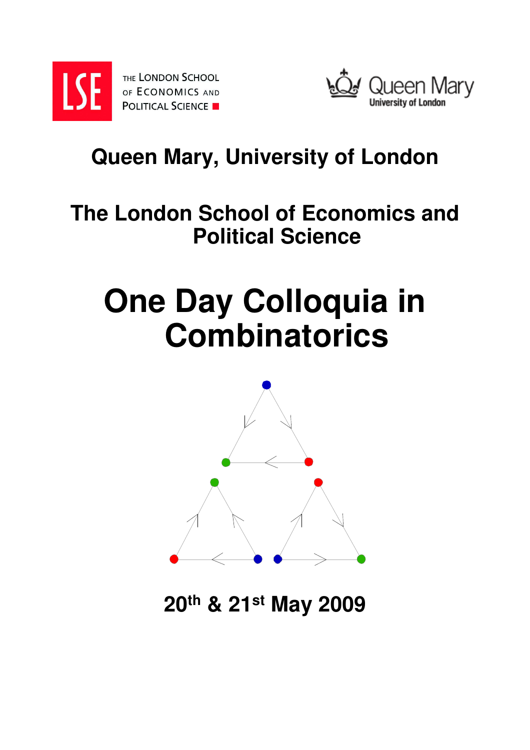Queen Mary, University of London

The London School of Economics and Political Science

# One Day Colloquia in Combinatorics

20th & 21st May 2009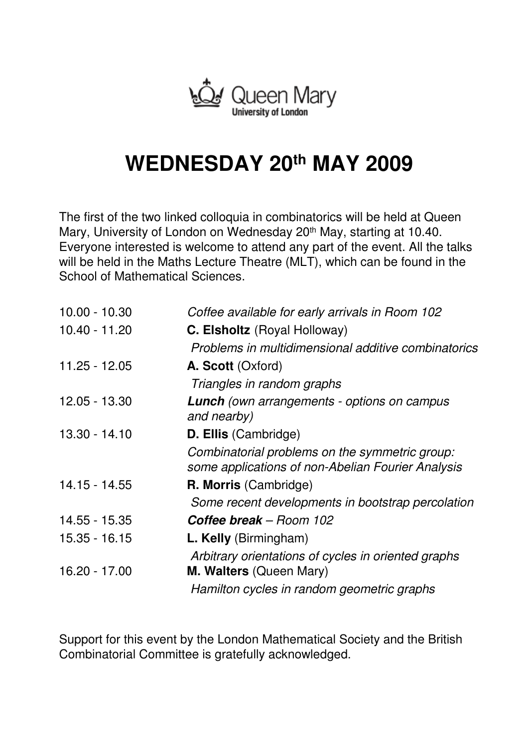Queen Mary
University of London

# WEDNESDAY 20th MAY 2009

The first of the two linked colloquia in combinatorics will be held at Queen Mary, University of London on Wednesday 20th May, starting at 10.40. Everyone interested is welcome to attend any part of the event. All the talks will be held in the Maths Lecture Theatre (MLT), which can be found in the School of Mathematical Sciences.

| | |
|---|---|
| 10.00 - 10.30 | *Coffee available for early arrivals in Room 102* |
| 10.40 - 11.20 | **C. Elsholtz** (Royal Holloway)<br>*Problems in multidimensional additive combinatorics* |
| 11.25 - 12.05 | **A. Scott** (Oxford)<br>*Triangles in random graphs* |
| 12.05 - 13.30 | ***Lunch*** *(own arrangements - options on campus and nearby)* |
| 13.30 - 14.10 | **D. Ellis** (Cambridge)<br>*Combinatorial problems on the symmetric group: some applications of non-Abelian Fourier Analysis* |
| 14.15 - 14.55 | **R. Morris** (Cambridge)<br>*Some recent developments in bootstrap percolation* |
| 14.55 - 15.35 | ***Coffee break*** *– Room 102* |
| 15.35 - 16.15 | **L. Kelly** (Birmingham)<br>*Arbitrary orientations of cycles in oriented graphs* |
| 16.20 - 17.00 | **M. Walters** (Queen Mary)<br>*Hamilton cycles in random geometric graphs* |

Support for this event by the London Mathematical Society and the British Combinatorial Committee is gratefully acknowledged.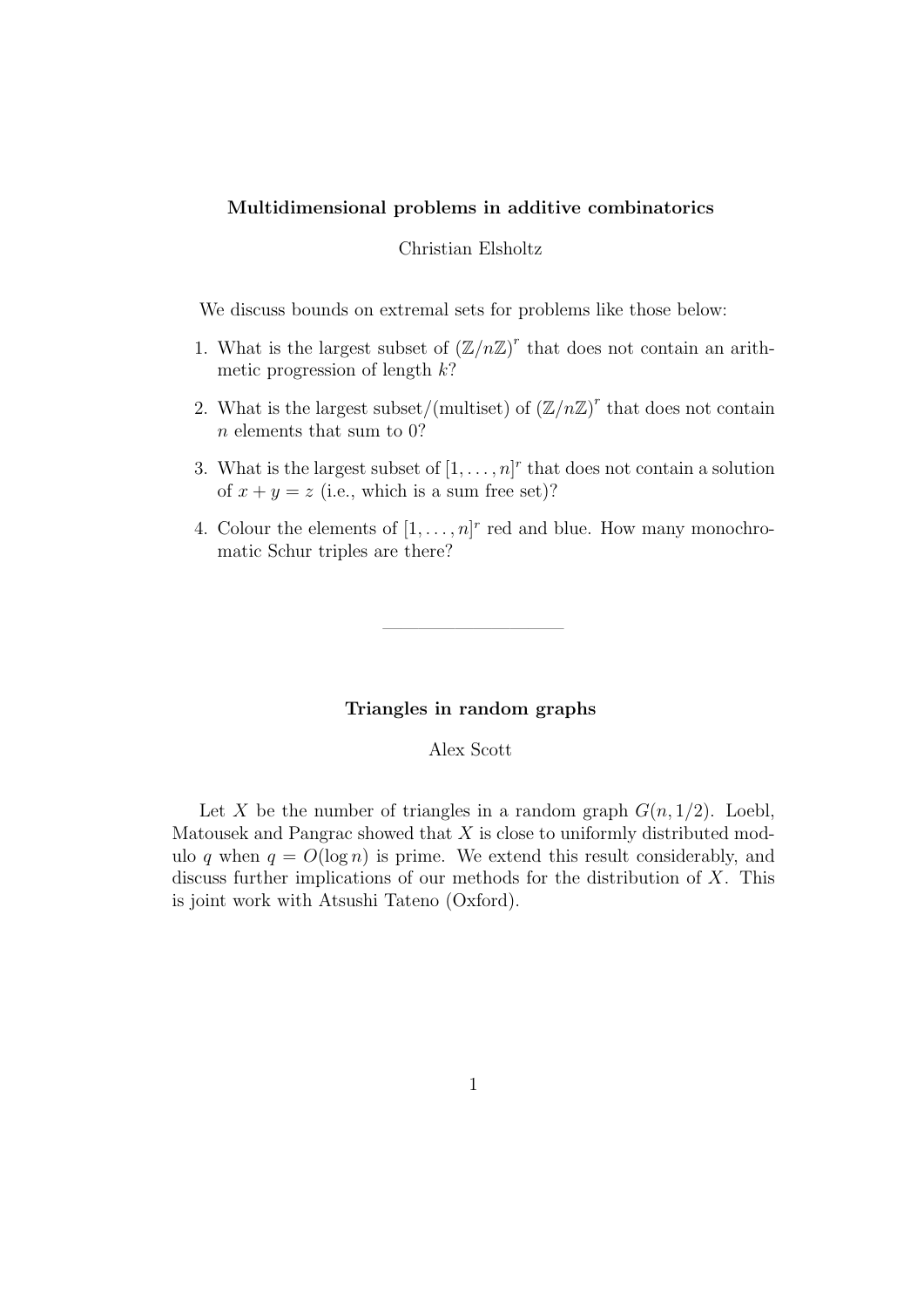**Multidimensional problems in additive combinatorics**

Christian Elsholtz

We discuss bounds on extremal sets for problems like those below:

1. What is the largest subset of $(\mathbb{Z}/n\mathbb{Z})^r$ that does not contain an arithmetic progression of length $k$?
2. What is the largest subset/(multiset) of $(\mathbb{Z}/n\mathbb{Z})^r$ that does not contain $n$ elements that sum to 0?
3. What is the largest subset of $[1, \ldots, n]^r$ that does not contain a solution of $x + y = z$ (i.e., which is a sum free set)?
4. Colour the elements of $[1, \ldots, n]^r$ red and blue. How many monochromatic Schur triples are there?

---

**Triangles in random graphs**

Alex Scott

Let $X$ be the number of triangles in a random graph $G(n, 1/2)$. Loebl, Matousek and Pangrac showed that $X$ is close to uniformly distributed modulo $q$ when $q = O(\log n)$ is prime. We extend this result considerably, and discuss further implications of our methods for the distribution of $X$. This is joint work with Atsushi Tateno (Oxford).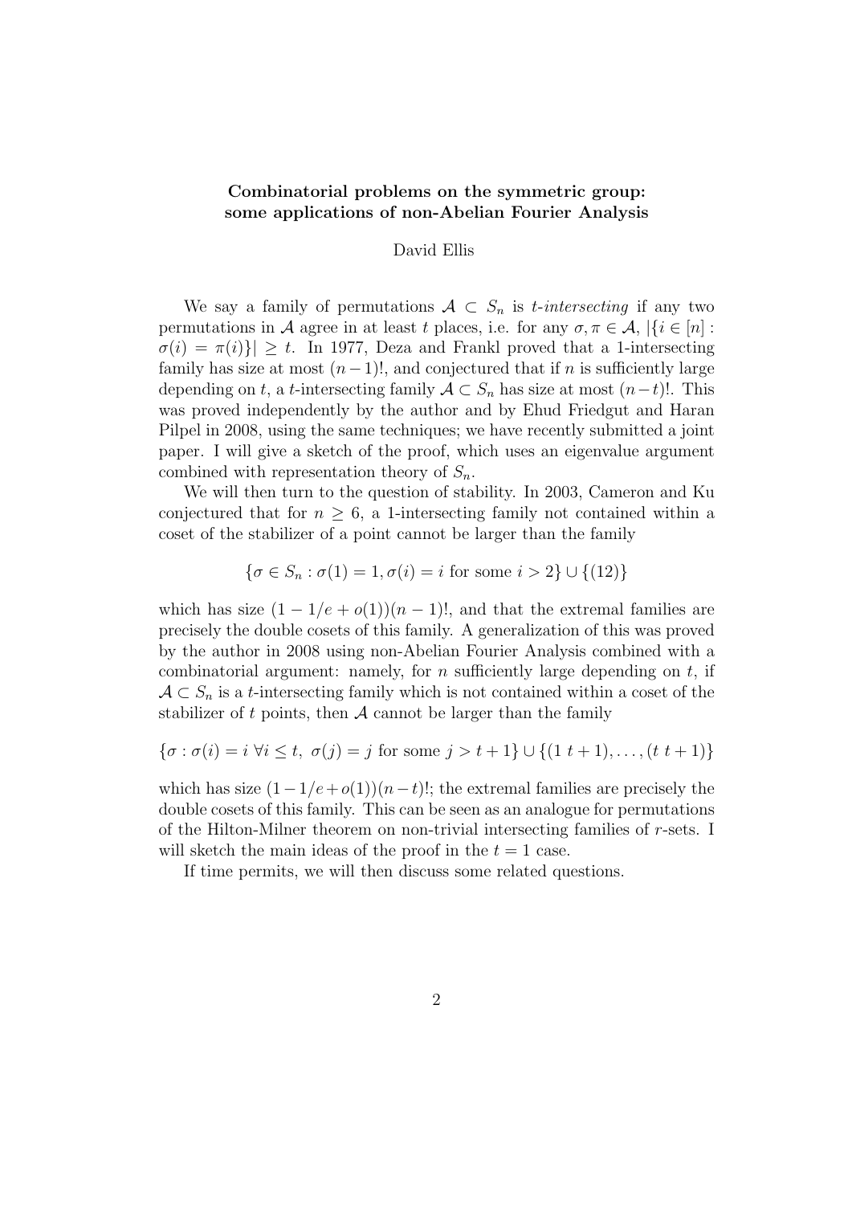**Combinatorial problems on the symmetric group: some applications of non-Abelian Fourier Analysis**

David Ellis

We say a family of permutations $\mathcal{A} \subset S_n$ is *t-intersecting* if any two permutations in $\mathcal{A}$ agree in at least $t$ places, i.e. for any $\sigma, \pi \in \mathcal{A}$, $|\{i \in [n] : \sigma(i) = \pi(i)\}| \geq t$. In 1977, Deza and Frankl proved that a 1-intersecting family has size at most $(n-1)!$, and conjectured that if $n$ is sufficiently large depending on $t$, a $t$-intersecting family $\mathcal{A} \subset S_n$ has size at most $(n-t)!$. This was proved independently by the author and by Ehud Friedgut and Haran Pilpel in 2008, using the same techniques; we have recently submitted a joint paper. I will give a sketch of the proof, which uses an eigenvalue argument combined with representation theory of $S_n$.

We will then turn to the question of stability. In 2003, Cameron and Ku conjectured that for $n \geq 6$, a 1-intersecting family not contained within a coset of the stabilizer of a point cannot be larger than the family

$$\{\sigma \in S_n : \sigma(1) = 1, \sigma(i) = i \text{ for some } i > 2\} \cup \{(12)\}$$

which has size $(1 - 1/e + o(1))(n-1)!$, and that the extremal families are precisely the double cosets of this family. A generalization of this was proved by the author in 2008 using non-Abelian Fourier Analysis combined with a combinatorial argument: namely, for $n$ sufficiently large depending on $t$, if $\mathcal{A} \subset S_n$ is a $t$-intersecting family which is not contained within a coset of the stabilizer of $t$ points, then $\mathcal{A}$ cannot be larger than the family

$$\{\sigma : \sigma(i) = i \ \forall i \leq t,\ \sigma(j) = j \text{ for some } j > t+1\} \cup \{(1\ t+1), \ldots, (t\ t+1)\}$$

which has size $(1-1/e+o(1))(n-t)!$; the extremal families are precisely the double cosets of this family. This can be seen as an analogue for permutations of the Hilton-Milner theorem on non-trivial intersecting families of $r$-sets. I will sketch the main ideas of the proof in the $t = 1$ case.

If time permits, we will then discuss some related questions.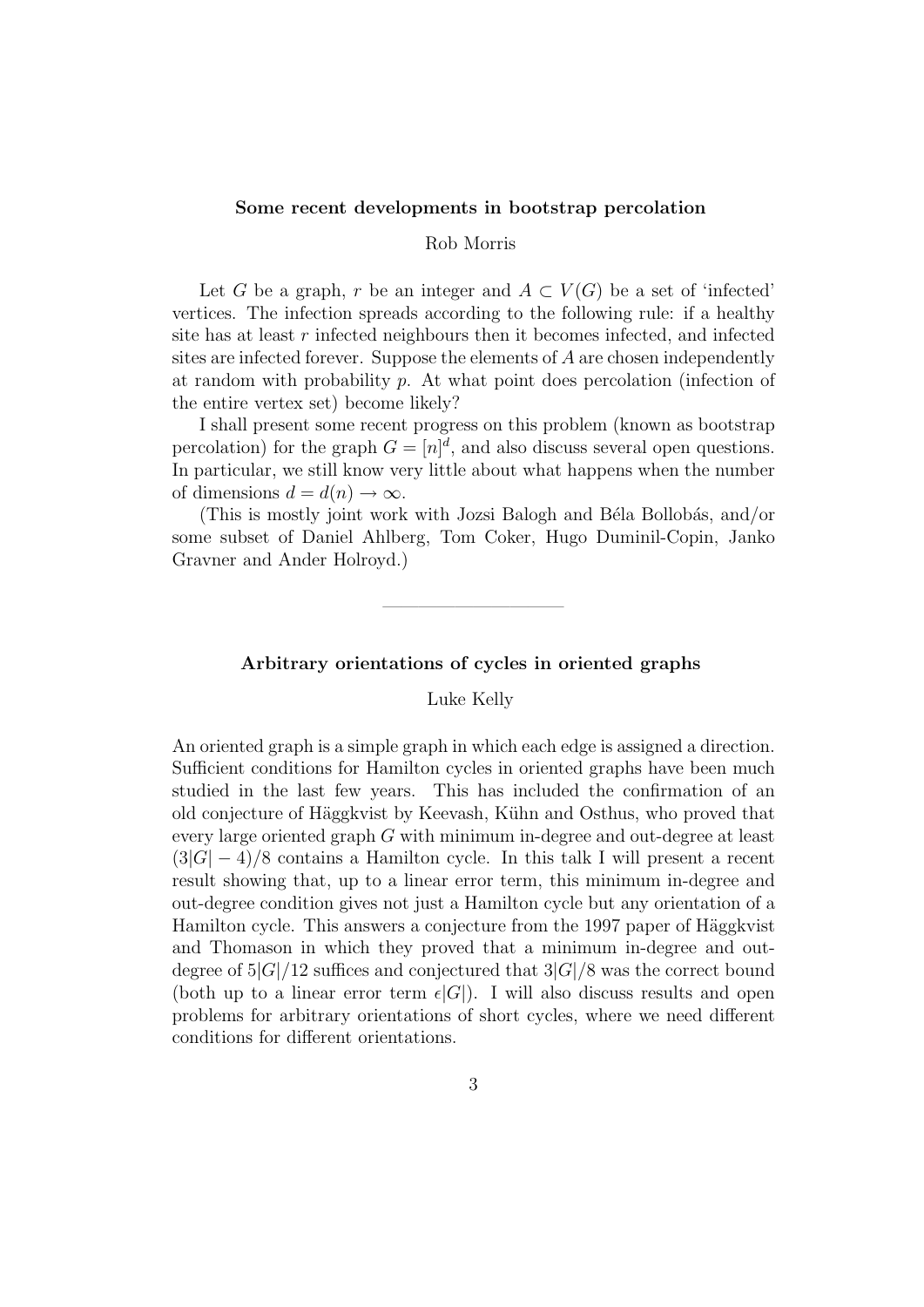### Some recent developments in bootstrap percolation

Rob Morris

Let $G$ be a graph, $r$ be an integer and $A \subset V(G)$ be a set of 'infected' vertices. The infection spreads according to the following rule: if a healthy site has at least $r$ infected neighbours then it becomes infected, and infected sites are infected forever. Suppose the elements of $A$ are chosen independently at random with probability $p$. At what point does percolation (infection of the entire vertex set) become likely?

I shall present some recent progress on this problem (known as bootstrap percolation) for the graph $G = [n]^d$, and also discuss several open questions. In particular, we still know very little about what happens when the number of dimensions $d = d(n) \to \infty$.

(This is mostly joint work with Jozsi Balogh and Béla Bollobás, and/or some subset of Daniel Ahlberg, Tom Coker, Hugo Duminil-Copin, Janko Gravner and Ander Holroyd.)

---

### Arbitrary orientations of cycles in oriented graphs

Luke Kelly

An oriented graph is a simple graph in which each edge is assigned a direction. Sufficient conditions for Hamilton cycles in oriented graphs have been much studied in the last few years. This has included the confirmation of an old conjecture of Häggkvist by Keevash, Kühn and Osthus, who proved that every large oriented graph $G$ with minimum in-degree and out-degree at least $(3|G| - 4)/8$ contains a Hamilton cycle. In this talk I will present a recent result showing that, up to a linear error term, this minimum in-degree and out-degree condition gives not just a Hamilton cycle but any orientation of a Hamilton cycle. This answers a conjecture from the 1997 paper of Häggkvist and Thomason in which they proved that a minimum in-degree and out-degree of $5|G|/12$ suffices and conjectured that $3|G|/8$ was the correct bound (both up to a linear error term $\epsilon|G|$). I will also discuss results and open problems for arbitrary orientations of short cycles, where we need different conditions for different orientations.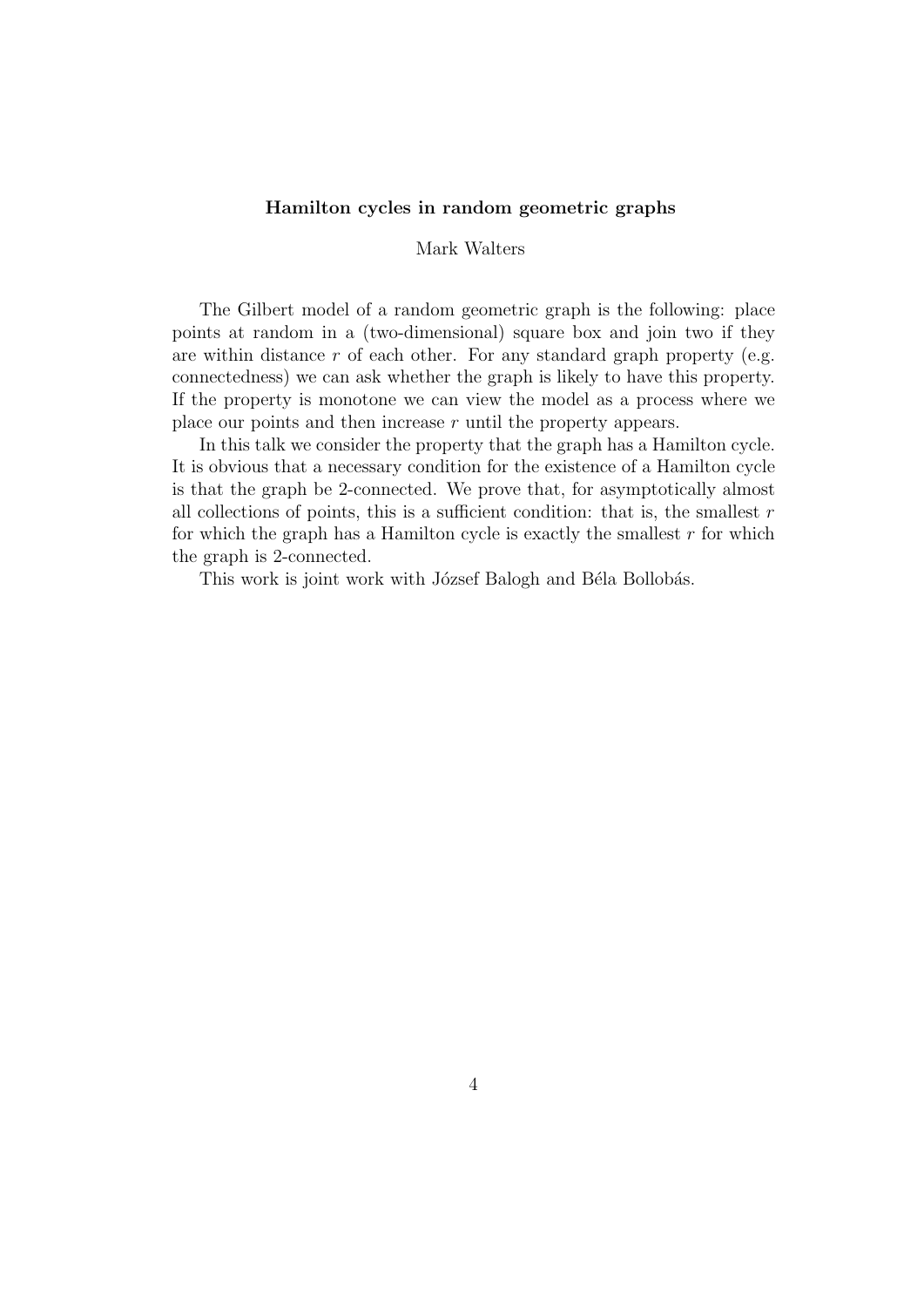### Hamilton cycles in random geometric graphs

Mark Walters

The Gilbert model of a random geometric graph is the following: place points at random in a (two-dimensional) square box and join two if they are within distance $r$ of each other. For any standard graph property (e.g. connectedness) we can ask whether the graph is likely to have this property. If the property is monotone we can view the model as a process where we place our points and then increase $r$ until the property appears.

In this talk we consider the property that the graph has a Hamilton cycle. It is obvious that a necessary condition for the existence of a Hamilton cycle is that the graph be 2-connected. We prove that, for asymptotically almost all collections of points, this is a sufficient condition: that is, the smallest $r$ for which the graph has a Hamilton cycle is exactly the smallest $r$ for which the graph is 2-connected.

This work is joint work with József Balogh and Béla Bollobás.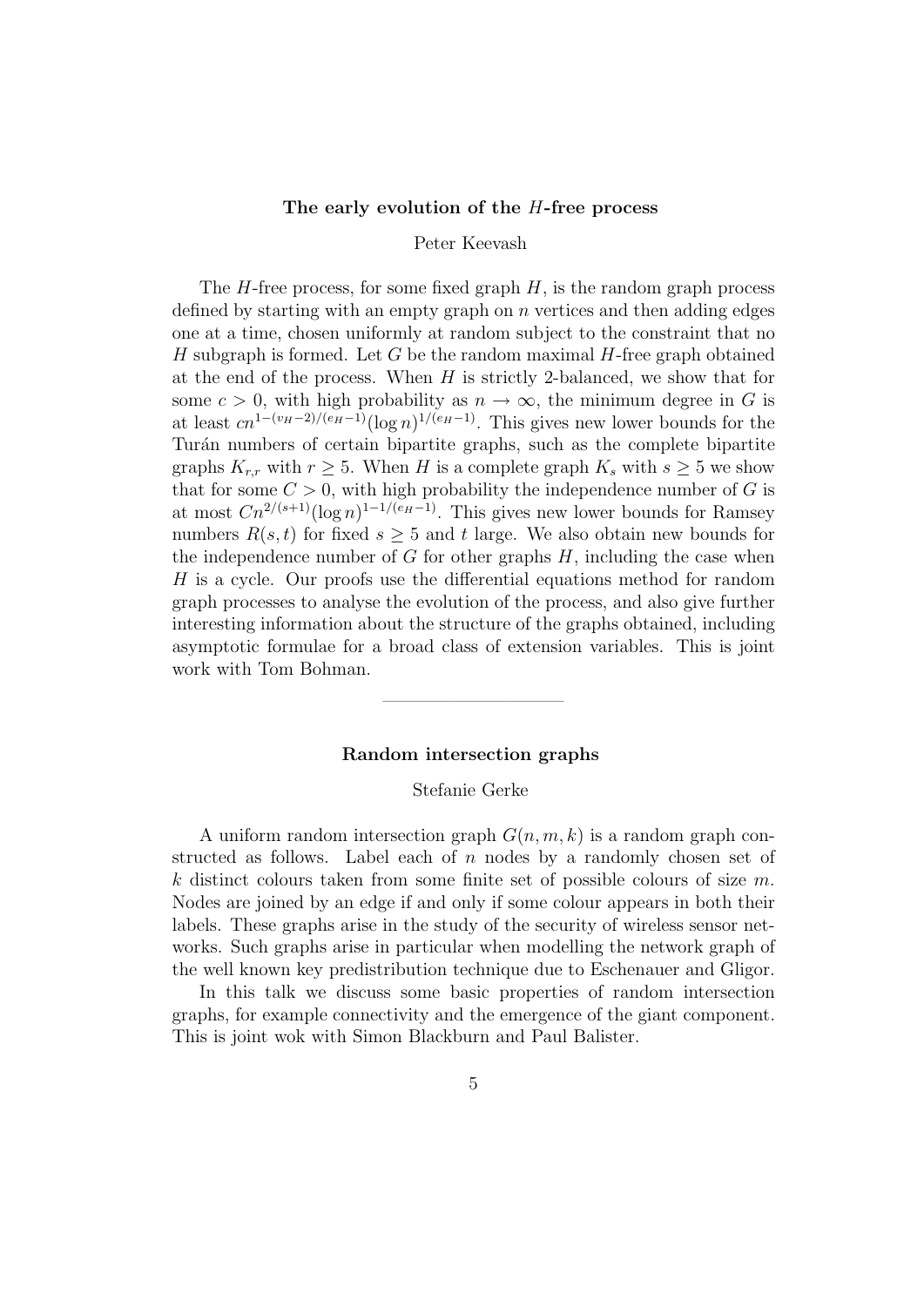### The early evolution of the $H$-free process

Peter Keevash

The $H$-free process, for some fixed graph $H$, is the random graph process defined by starting with an empty graph on $n$ vertices and then adding edges one at a time, chosen uniformly at random subject to the constraint that no $H$ subgraph is formed. Let $G$ be the random maximal $H$-free graph obtained at the end of the process. When $H$ is strictly 2-balanced, we show that for some $c > 0$, with high probability as $n \to \infty$, the minimum degree in $G$ is at least $cn^{1-(v_H-2)/(e_H-1)}(\log n)^{1/(e_H-1)}$. This gives new lower bounds for the Turán numbers of certain bipartite graphs, such as the complete bipartite graphs $K_{r,r}$ with $r \geq 5$. When $H$ is a complete graph $K_s$ with $s \geq 5$ we show that for some $C > 0$, with high probability the independence number of $G$ is at most $Cn^{2/(s+1)}(\log n)^{1-1/(e_H-1)}$. This gives new lower bounds for Ramsey numbers $R(s,t)$ for fixed $s \geq 5$ and $t$ large. We also obtain new bounds for the independence number of $G$ for other graphs $H$, including the case when $H$ is a cycle. Our proofs use the differential equations method for random graph processes to analyse the evolution of the process, and also give further interesting information about the structure of the graphs obtained, including asymptotic formulae for a broad class of extension variables. This is joint work with Tom Bohman.

---

### Random intersection graphs

Stefanie Gerke

A uniform random intersection graph $G(n, m, k)$ is a random graph constructed as follows. Label each of $n$ nodes by a randomly chosen set of $k$ distinct colours taken from some finite set of possible colours of size $m$. Nodes are joined by an edge if and only if some colour appears in both their labels. These graphs arise in the study of the security of wireless sensor networks. Such graphs arise in particular when modelling the network graph of the well known key predistribution technique due to Eschenauer and Gligor.

In this talk we discuss some basic properties of random intersection graphs, for example connectivity and the emergence of the giant component. This is joint wok with Simon Blackburn and Paul Balister.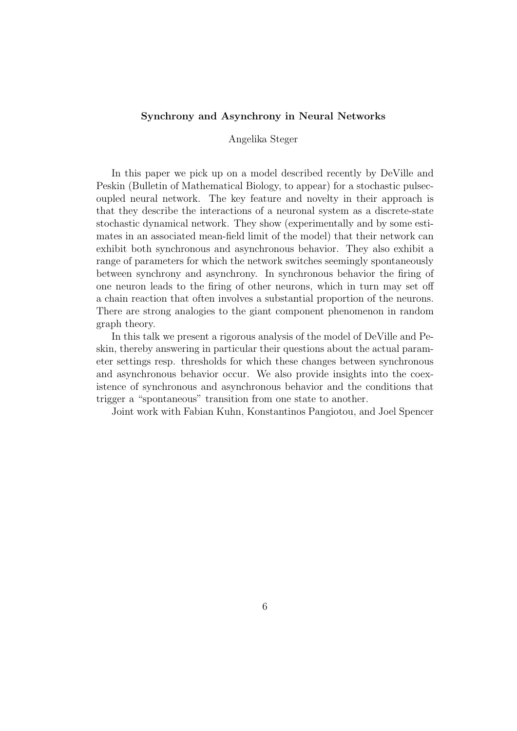## Synchrony and Asynchrony in Neural Networks

Angelika Steger

In this paper we pick up on a model described recently by DeVille and Peskin (Bulletin of Mathematical Biology, to appear) for a stochastic pulsecoupled neural network. The key feature and novelty in their approach is that they describe the interactions of a neuronal system as a discrete-state stochastic dynamical network. They show (experimentally and by some estimates in an associated mean-field limit of the model) that their network can exhibit both synchronous and asynchronous behavior. They also exhibit a range of parameters for which the network switches seemingly spontaneously between synchrony and asynchrony. In synchronous behavior the firing of one neuron leads to the firing of other neurons, which in turn may set off a chain reaction that often involves a substantial proportion of the neurons. There are strong analogies to the giant component phenomenon in random graph theory.

In this talk we present a rigorous analysis of the model of DeVille and Peskin, thereby answering in particular their questions about the actual parameter settings resp. thresholds for which these changes between synchronous and asynchronous behavior occur. We also provide insights into the coexistence of synchronous and asynchronous behavior and the conditions that trigger a "spontaneous" transition from one state to another.

Joint work with Fabian Kuhn, Konstantinos Pangiotou, and Joel Spencer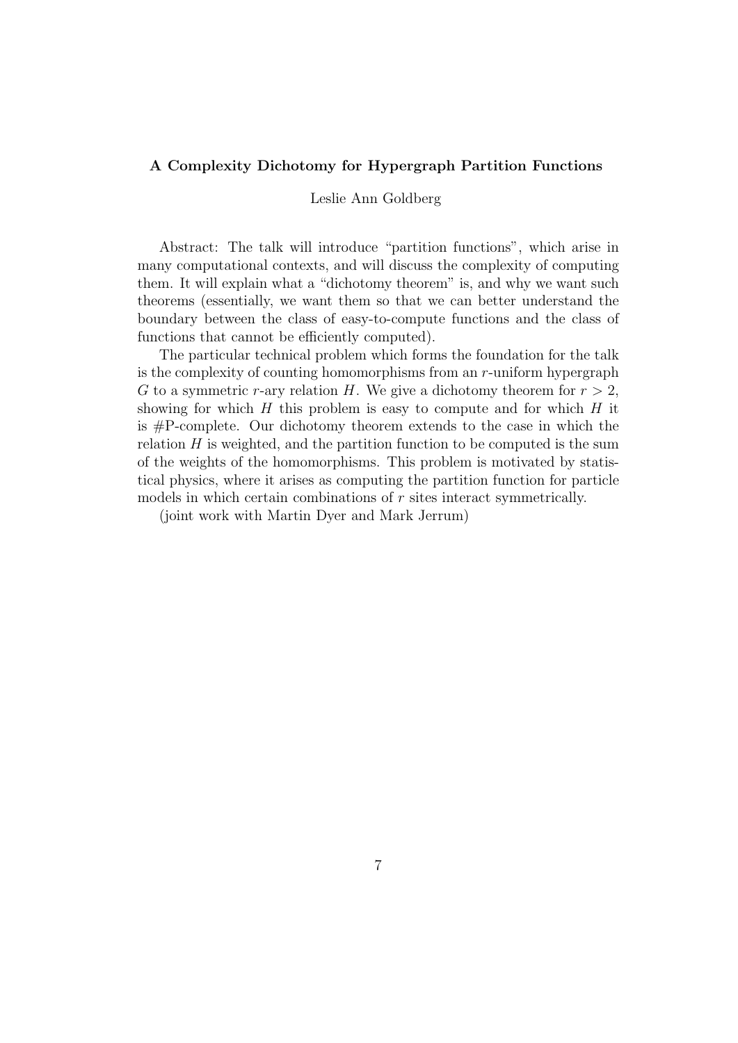**A Complexity Dichotomy for Hypergraph Partition Functions**

Leslie Ann Goldberg

Abstract: The talk will introduce "partition functions", which arise in many computational contexts, and will discuss the complexity of computing them. It will explain what a "dichotomy theorem" is, and why we want such theorems (essentially, we want them so that we can better understand the boundary between the class of easy-to-compute functions and the class of functions that cannot be efficiently computed).

The particular technical problem which forms the foundation for the talk is the complexity of counting homomorphisms from an $r$-uniform hypergraph $G$ to a symmetric $r$-ary relation $H$. We give a dichotomy theorem for $r > 2$, showing for which $H$ this problem is easy to compute and for which $H$ it is #P-complete. Our dichotomy theorem extends to the case in which the relation $H$ is weighted, and the partition function to be computed is the sum of the weights of the homomorphisms. This problem is motivated by statistical physics, where it arises as computing the partition function for particle models in which certain combinations of $r$ sites interact symmetrically.

(joint work with Martin Dyer and Mark Jerrum)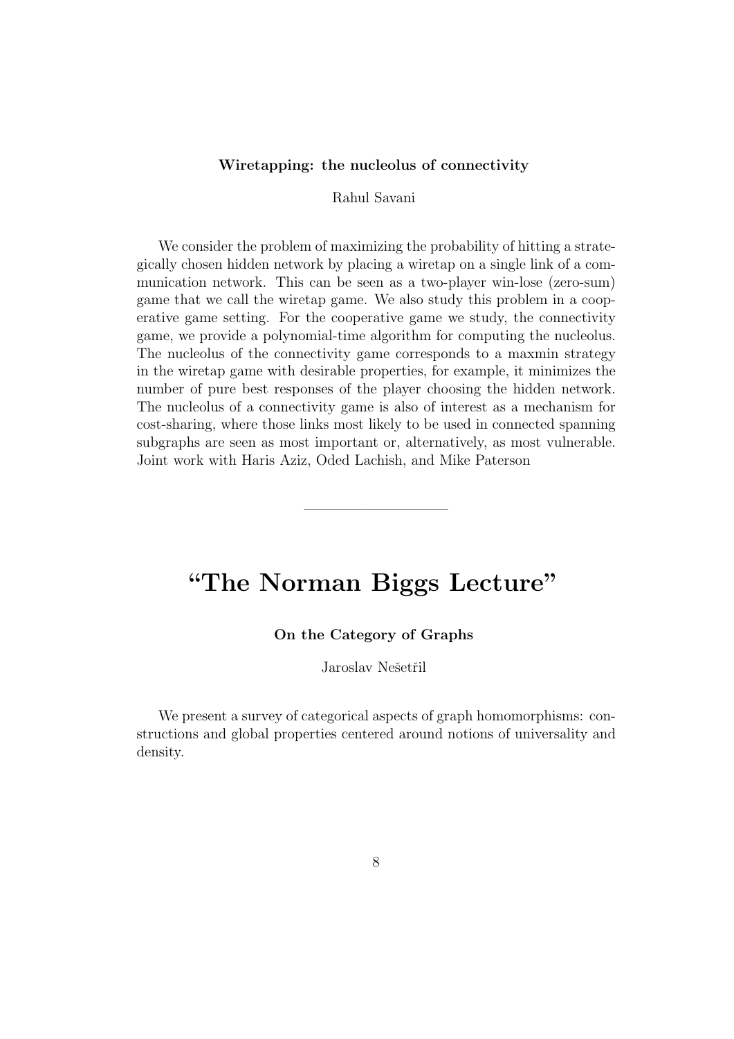**Wiretapping: the nucleolus of connectivity**

Rahul Savani

We consider the problem of maximizing the probability of hitting a strategically chosen hidden network by placing a wiretap on a single link of a communication network. This can be seen as a two-player win-lose (zero-sum) game that we call the wiretap game. We also study this problem in a cooperative game setting. For the cooperative game we study, the connectivity game, we provide a polynomial-time algorithm for computing the nucleolus. The nucleolus of the connectivity game corresponds to a maxmin strategy in the wiretap game with desirable properties, for example, it minimizes the number of pure best responses of the player choosing the hidden network. The nucleolus of a connectivity game is also of interest as a mechanism for cost-sharing, where those links most likely to be used in connected spanning subgraphs are seen as most important or, alternatively, as most vulnerable. Joint work with Haris Aziz, Oded Lachish, and Mike Paterson

---

# "The Norman Biggs Lecture"

**On the Category of Graphs**

Jaroslav Nešetřil

We present a survey of categorical aspects of graph homomorphisms: constructions and global properties centered around notions of universality and density.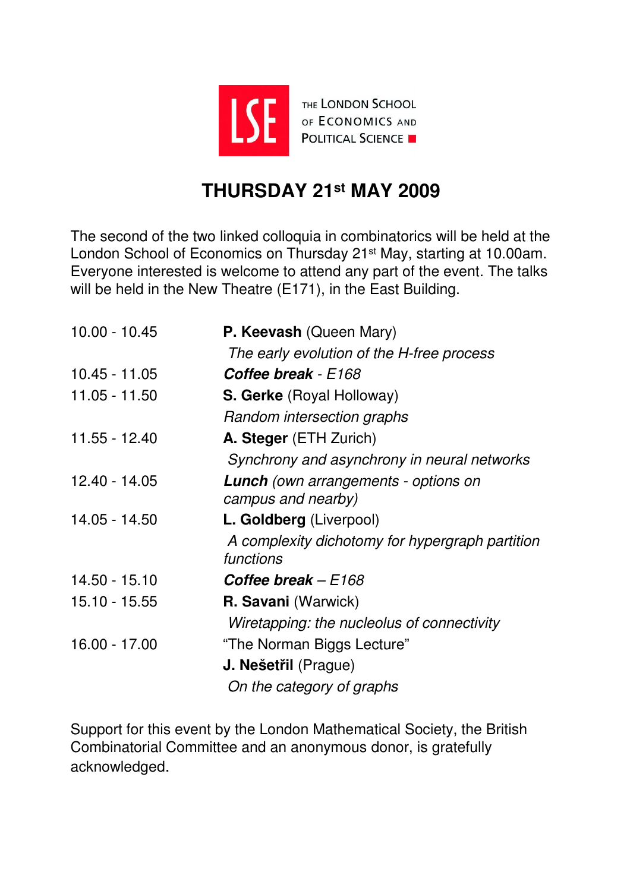THE LONDON SCHOOL OF ECONOMICS AND POLITICAL SCIENCE

# THURSDAY 21st MAY 2009

The second of the two linked colloquia in combinatorics will be held at the London School of Economics on Thursday 21st May, starting at 10.00am. Everyone interested is welcome to attend any part of the event. The talks will be held in the New Theatre (E171), in the East Building.

| | |
|---|---|
| 10.00 - 10.45 | **P. Keevash** (Queen Mary)<br>*The early evolution of the H-free process* |
| 10.45 - 11.05 | ***Coffee break*** *- E168* |
| 11.05 - 11.50 | **S. Gerke** (Royal Holloway)<br>*Random intersection graphs* |
| 11.55 - 12.40 | **A. Steger** (ETH Zurich)<br>*Synchrony and asynchrony in neural networks* |
| 12.40 - 14.05 | ***Lunch*** *(own arrangements - options on campus and nearby)* |
| 14.05 - 14.50 | **L. Goldberg** (Liverpool)<br>*A complexity dichotomy for hypergraph partition functions* |
| 14.50 - 15.10 | ***Coffee break*** *– E168* |
| 15.10 - 15.55 | **R. Savani** (Warwick)<br>*Wiretapping: the nucleolus of connectivity* |
| 16.00 - 17.00 | "The Norman Biggs Lecture"<br>**J. Nešetřil** (Prague)<br>*On the category of graphs* |

Support for this event by the London Mathematical Society, the British Combinatorial Committee and an anonymous donor, is gratefully acknowledged.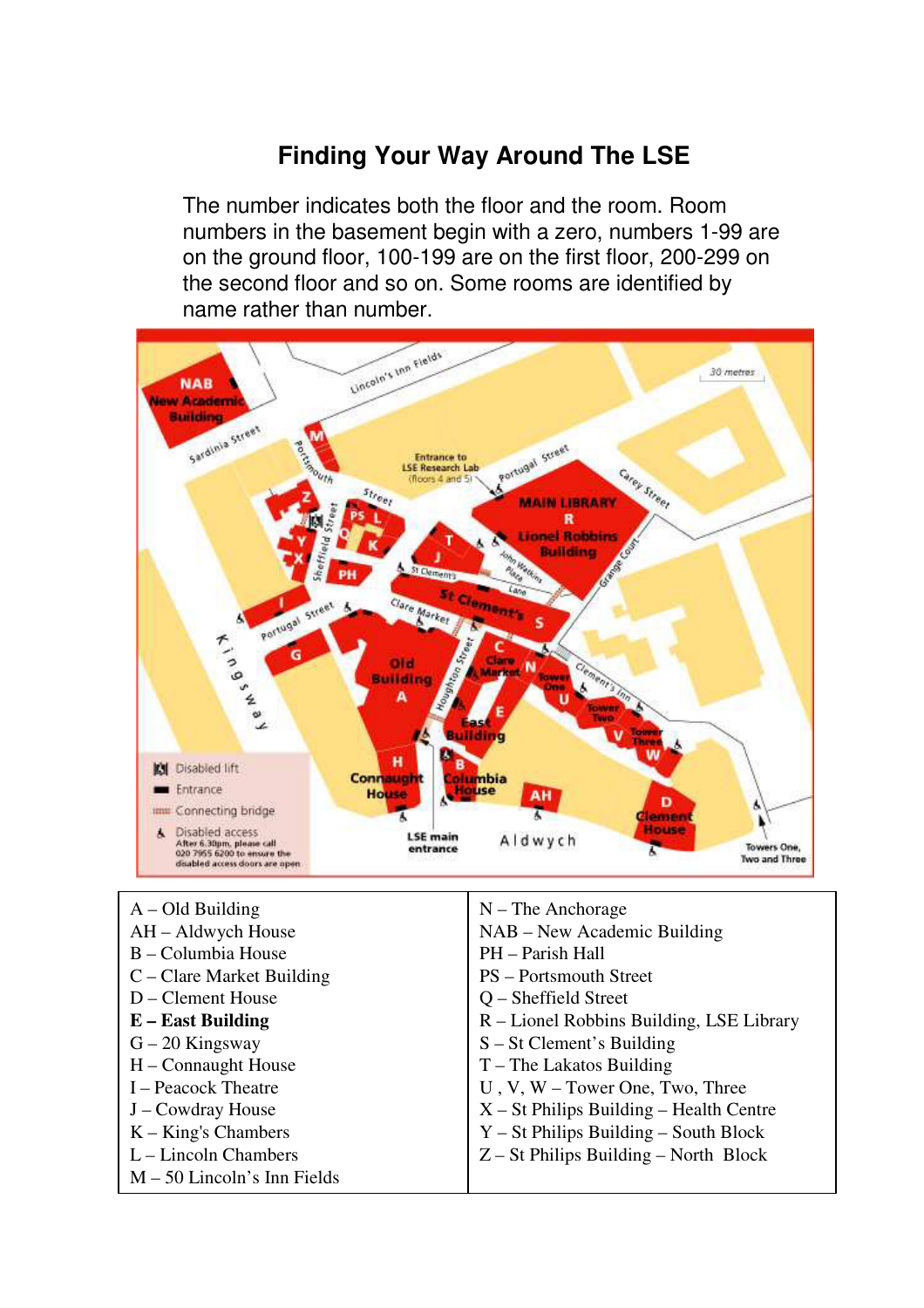# Finding Your Way Around The LSE

The number indicates both the floor and the room. Room numbers in the basement begin with a zero, numbers 1-99 are on the ground floor, 100-199 are on the first floor, 200-299 on the second floor and so on. Some rooms are identified by name rather than number.

| | |
|---|---|
| A – Old Building | N – The Anchorage |
| AH – Aldwych House | NAB – New Academic Building |
| B – Columbia House | PH – Parish Hall |
| C – Clare Market Building | PS – Portsmouth Street |
| D – Clement House | Q – Sheffield Street |
| **E – East Building** | R – Lionel Robbins Building, LSE Library |
| G – 20 Kingsway | S – St Clement's Building |
| H – Connaught House | T – The Lakatos Building |
| I – Peacock Theatre | U , V, W – Tower One, Two, Three |
| J – Cowdray House | X – St Philips Building – Health Centre |
| K – King's Chambers | Y – St Philips Building – South Block |
| L – Lincoln Chambers | Z – St Philips Building – North Block |
| M – 50 Lincoln's Inn Fields | |